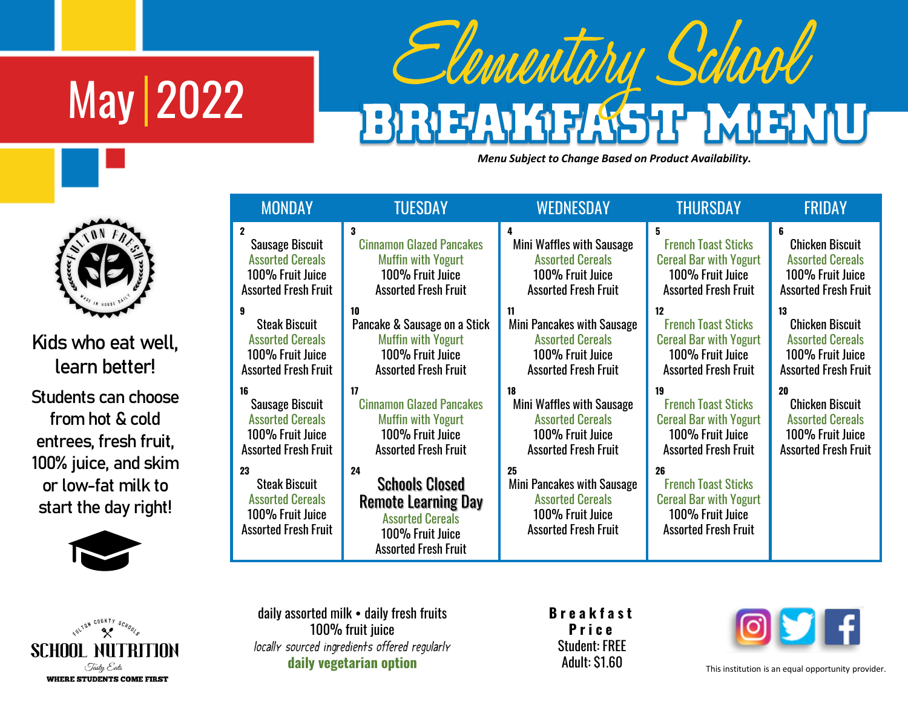# May | 2022

# Elementary School BREAKFAST MENU

***Menu Subject to Change Based on Product Availability.***

FULTON FRESH — MADE IN HOUSE DAILY

Kids who eat well, learn better!

Students can choose from hot & cold entrees, fresh fruit, 100% juice, and skim or low-fat milk to start the day right!

| MONDAY | TUESDAY | WEDNESDAY | THURSDAY | FRIDAY |
|---|---|---|---|---|
| **2**<br>Sausage Biscuit<br>Assorted Cereals<br>100% Fruit Juice<br>Assorted Fresh Fruit | **3**<br>Cinnamon Glazed Pancakes<br>Muffin with Yogurt<br>100% Fruit Juice<br>Assorted Fresh Fruit | **4**<br>Mini Waffles with Sausage<br>Assorted Cereals<br>100% Fruit Juice<br>Assorted Fresh Fruit | **5**<br>French Toast Sticks<br>Cereal Bar with Yogurt<br>100% Fruit Juice<br>Assorted Fresh Fruit | **6**<br>Chicken Biscuit<br>Assorted Cereals<br>100% Fruit Juice<br>Assorted Fresh Fruit |
| **9**<br>Steak Biscuit<br>Assorted Cereals<br>100% Fruit Juice<br>Assorted Fresh Fruit | **10**<br>Pancake & Sausage on a Stick<br>Muffin with Yogurt<br>100% Fruit Juice<br>Assorted Fresh Fruit | **11**<br>Mini Pancakes with Sausage<br>Assorted Cereals<br>100% Fruit Juice<br>Assorted Fresh Fruit | **12**<br>French Toast Sticks<br>Cereal Bar with Yogurt<br>100% Fruit Juice<br>Assorted Fresh Fruit | **13**<br>Chicken Biscuit<br>Assorted Cereals<br>100% Fruit Juice<br>Assorted Fresh Fruit |
| **16**<br>Sausage Biscuit<br>Assorted Cereals<br>100% Fruit Juice<br>Assorted Fresh Fruit | **17**<br>Cinnamon Glazed Pancakes<br>Muffin with Yogurt<br>100% Fruit Juice<br>Assorted Fresh Fruit | **18**<br>Mini Waffles with Sausage<br>Assorted Cereals<br>100% Fruit Juice<br>Assorted Fresh Fruit | **19**<br>French Toast Sticks<br>Cereal Bar with Yogurt<br>100% Fruit Juice<br>Assorted Fresh Fruit | **20**<br>Chicken Biscuit<br>Assorted Cereals<br>100% Fruit Juice<br>Assorted Fresh Fruit |
| **23**<br>Steak Biscuit<br>Assorted Cereals<br>100% Fruit Juice<br>Assorted Fresh Fruit | **24**<br>**Schools Closed**<br>**Remote Learning Day**<br>Assorted Cereals<br>100% Fruit Juice<br>Assorted Fresh Fruit | **25**<br>Mini Pancakes with Sausage<br>Assorted Cereals<br>100% Fruit Juice<br>Assorted Fresh Fruit | **26**<br>French Toast Sticks<br>Cereal Bar with Yogurt<br>100% Fruit Juice<br>Assorted Fresh Fruit | |

FULTON COUNTY SCHOOLS SCHOOL NUTRITION — Tasty Eats — WHERE STUDENTS COME FIRST

daily assorted milk • daily fresh fruits
100% fruit juice
*locally sourced ingredients offered regularly*
**daily vegetarian option**

**Breakfast Price**
Student: FREE
Adult: $1.60

This institution is an equal opportunity provider.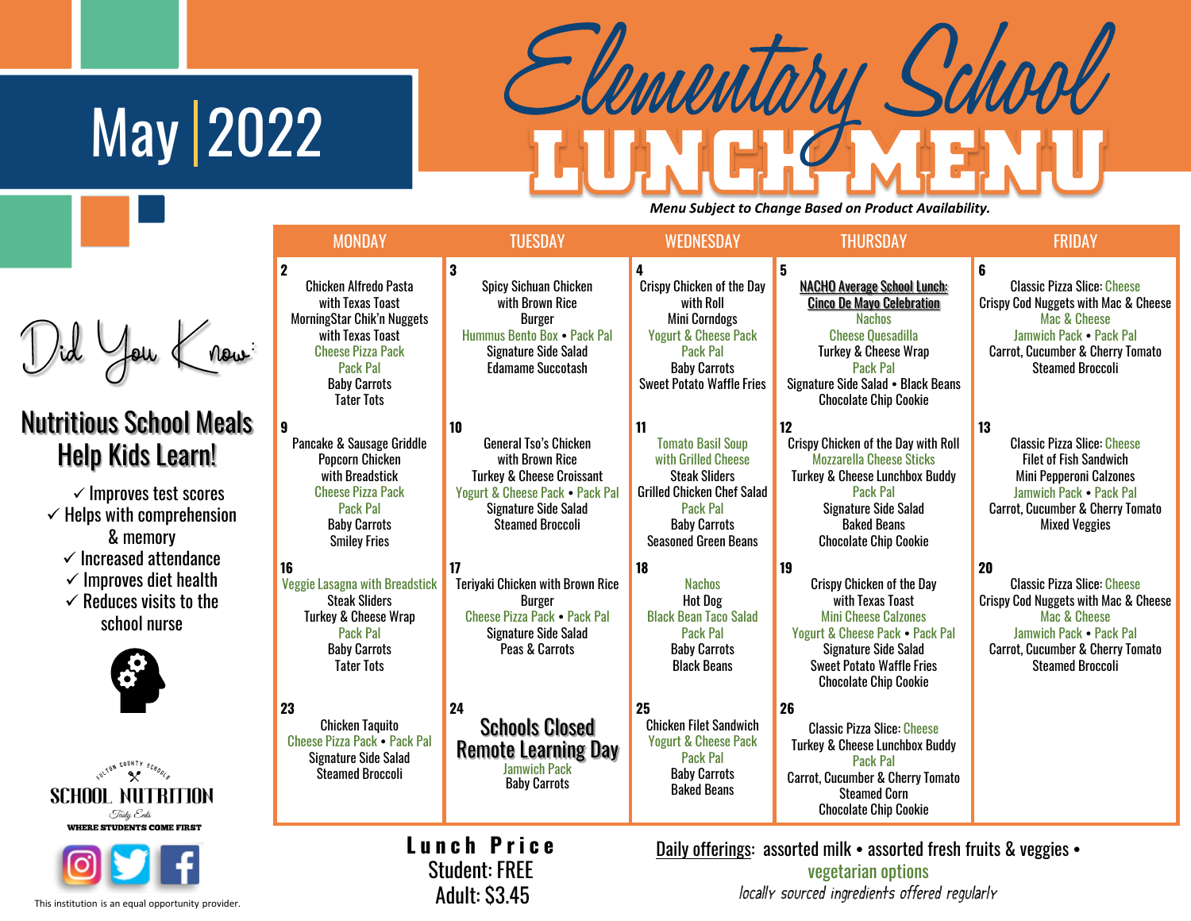# May | 2022

# Elementary School LUNCH MENU

*Menu Subject to Change Based on Product Availability.*

## Did You Know:

### Nutritious School Meals Help Kids Learn!

- ✓ Improves test scores
- ✓ Helps with comprehension & memory
- ✓ Increased attendance
- ✓ Improves diet health
- ✓ Reduces visits to the school nurse

| MONDAY | TUESDAY | WEDNESDAY | THURSDAY | FRIDAY |
|---|---|---|---|---|
| **2** Chicken Alfredo Pasta with Texas Toast<br>MorningStar Chik'n Nuggets with Texas Toast<br>Cheese Pizza Pack<br>Pack Pal<br>Baby Carrots<br>Tater Tots | **3** Spicy Sichuan Chicken with Brown Rice<br>Burger<br>Hummus Bento Box • Pack Pal<br>Signature Side Salad<br>Edamame Succotash | **4** Crispy Chicken of the Day with Roll<br>Mini Corndogs<br>Yogurt & Cheese Pack<br>Pack Pal<br>Baby Carrots<br>Sweet Potato Waffle Fries | **5** NACHO Average School Lunch: Cinco De Mayo Celebration<br>Nachos<br>Cheese Quesadilla<br>Turkey & Cheese Wrap<br>Pack Pal<br>Signature Side Salad • Black Beans<br>Chocolate Chip Cookie | **6** Classic Pizza Slice: Cheese<br>Crispy Cod Nuggets with Mac & Cheese<br>Mac & Cheese<br>Jamwich Pack • Pack Pal<br>Carrot, Cucumber & Cherry Tomato<br>Steamed Broccoli |
| **9** Pancake & Sausage Griddle<br>Popcorn Chicken with Breadstick<br>Cheese Pizza Pack<br>Pack Pal<br>Baby Carrots<br>Smiley Fries | **10** General Tso's Chicken with Brown Rice<br>Turkey & Cheese Croissant<br>Yogurt & Cheese Pack • Pack Pal<br>Signature Side Salad<br>Steamed Broccoli | **11** Tomato Basil Soup with Grilled Cheese<br>Steak Sliders<br>Grilled Chicken Chef Salad<br>Pack Pal<br>Baby Carrots<br>Seasoned Green Beans | **12** Crispy Chicken of the Day with Roll<br>Mozzarella Cheese Sticks<br>Turkey & Cheese Lunchbox Buddy<br>Pack Pal<br>Signature Side Salad<br>Baked Beans<br>Chocolate Chip Cookie | **13** Classic Pizza Slice: Cheese<br>Filet of Fish Sandwich<br>Mini Pepperoni Calzones<br>Jamwich Pack • Pack Pal<br>Carrot, Cucumber & Cherry Tomato<br>Mixed Veggies |
| **16** Veggie Lasagna with Breadstick<br>Steak Sliders<br>Turkey & Cheese Wrap<br>Pack Pal<br>Baby Carrots<br>Tater Tots | **17** Teriyaki Chicken with Brown Rice<br>Burger<br>Cheese Pizza Pack • Pack Pal<br>Signature Side Salad<br>Peas & Carrots | **18** Nachos<br>Hot Dog<br>Black Bean Taco Salad<br>Pack Pal<br>Baby Carrots<br>Black Beans | **19** Crispy Chicken of the Day with Texas Toast<br>Mini Cheese Calzones<br>Yogurt & Cheese Pack • Pack Pal<br>Signature Side Salad<br>Sweet Potato Waffle Fries<br>Chocolate Chip Cookie | **20** Classic Pizza Slice: Cheese<br>Crispy Cod Nuggets with Mac & Cheese<br>Mac & Cheese<br>Jamwich Pack • Pack Pal<br>Carrot, Cucumber & Cherry Tomato<br>Steamed Broccoli |
| **23** Chicken Taquito<br>Cheese Pizza Pack • Pack Pal<br>Signature Side Salad<br>Steamed Broccoli | **24** Schools Closed<br>Remote Learning Day<br>Jamwich Pack<br>Baby Carrots | **25** Chicken Filet Sandwich<br>Yogurt & Cheese Pack<br>Pack Pal<br>Baby Carrots<br>Baked Beans | **26** Classic Pizza Slice: Cheese<br>Turkey & Cheese Lunchbox Buddy<br>Pack Pal<br>Carrot, Cucumber & Cherry Tomato<br>Steamed Corn<br>Chocolate Chip Cookie | |

**Lunch Price**
Student: FREE
Adult: $3.45

Daily offerings: assorted milk • assorted fresh fruits & veggies • vegetarian options

*locally sourced ingredients offered regularly*

Fulton County Schools
SCHOOL NUTRITION
Tasty Eats
WHERE STUDENTS COME FIRST

This institution is an equal opportunity provider.